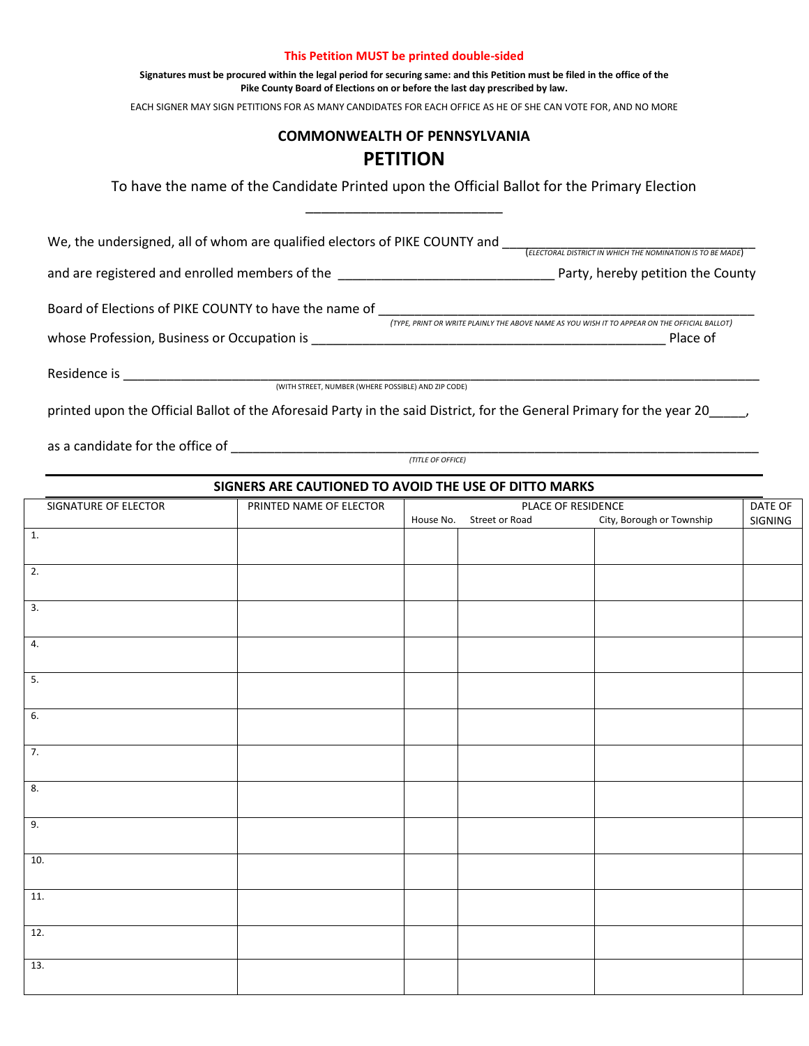**This Petition MUST be printed double-sided**

**Signatures must be procured within the legal period for securing same: and this Petition must be filed in the office of the Pike County Board of Elections on or before the last day prescribed by law.**

EACH SIGNER MAY SIGN PETITIONS FOR AS MANY CANDIDATES FOR EACH OFFICE AS HE OF SHE CAN VOTE FOR, AND NO MORE

## COMMONWEALTH OF PENNSYLVANIA

# PETITION

To have the name of the Candidate Printed upon the Official Ballot for the Primary Election

_________________________

We, the undersigned, all of whom are qualified electors of PIKE COUNTY and ________________________________
*(ELECTORAL DISTRICT IN WHICH THE NOMINATION IS TO BE MADE)*

and are registered and enrolled members of the ____________________________ Party, hereby petition the County

Board of Elections of PIKE COUNTY to have the name of ________________________________________________
*(TYPE, PRINT OR WRITE PLAINLY THE ABOVE NAME AS YOU WISH IT TO APPEAR ON THE OFFICIAL BALLOT)*

whose Profession, Business or Occupation is ______________________________________________ Place of

Residence is _______________________________________________________________________________
(WITH STREET, NUMBER (WHERE POSSIBLE) AND ZIP CODE)

printed upon the Official Ballot of the Aforesaid Party in the said District, for the General Primary for the year 20_____,

as a candidate for the office of _____________________________________________________________________
*(TITLE OF OFFICE)*

**SIGNERS ARE CAUTIONED TO AVOID THE USE OF DITTO MARKS**

| SIGNATURE OF ELECTOR | PRINTED NAME OF ELECTOR | PLACE OF RESIDENCE | | | DATE OF SIGNING |
|---|---|---|---|---|---|
| | | House No. | Street or Road | City, Borough or Township | |
| 1. | | | | | |
| 2. | | | | | |
| 3. | | | | | |
| 4. | | | | | |
| 5. | | | | | |
| 6. | | | | | |
| 7. | | | | | |
| 8. | | | | | |
| 9. | | | | | |
| 10. | | | | | |
| 11. | | | | | |
| 12. | | | | | |
| 13. | | | | | |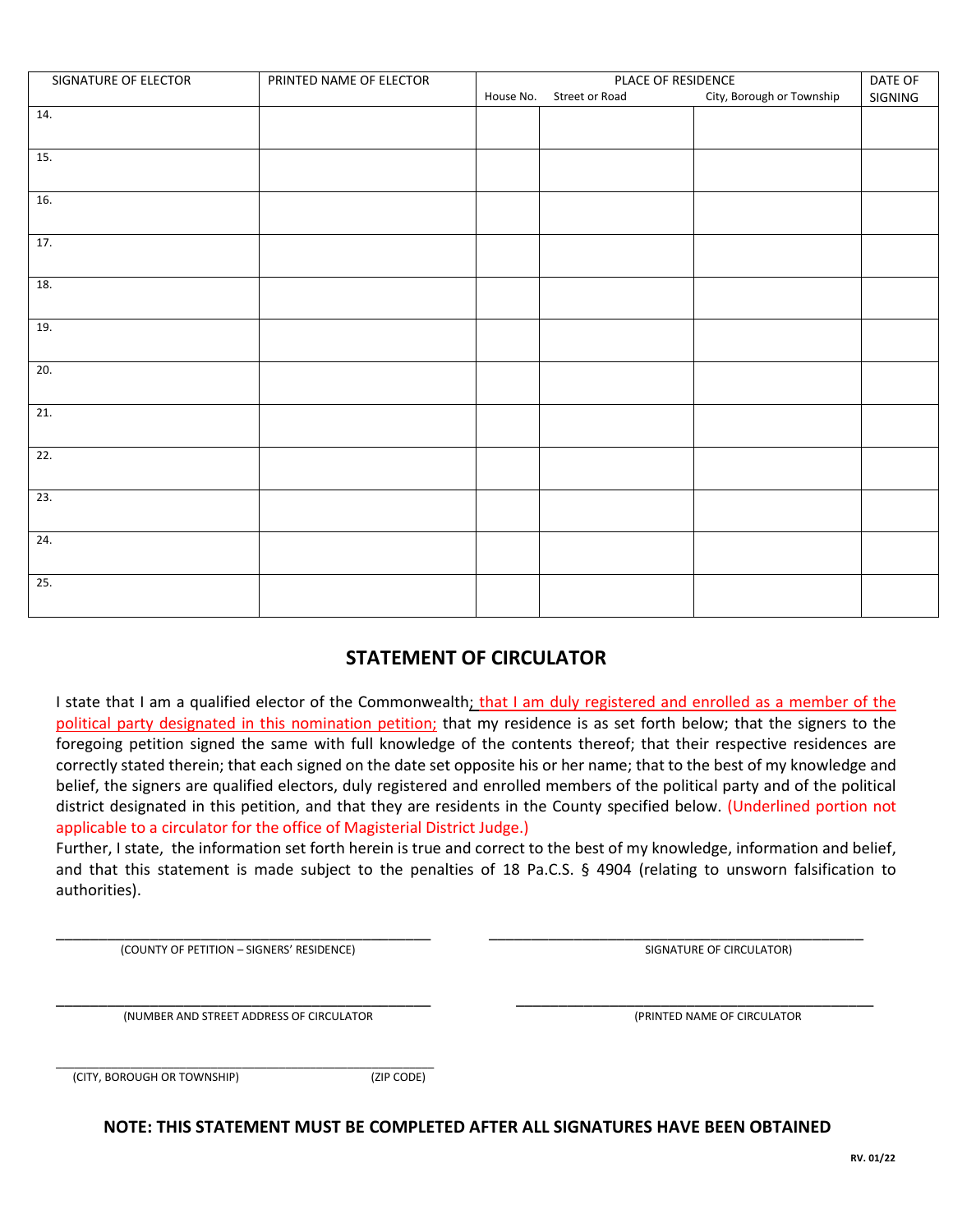| SIGNATURE OF ELECTOR | PRINTED NAME OF ELECTOR | PLACE OF RESIDENCE | | | DATE OF SIGNING |
|---|---|---|---|---|---|
| | | House No. | Street or Road | City, Borough or Township | |
| 14. | | | | | |
| 15. | | | | | |
| 16. | | | | | |
| 17. | | | | | |
| 18. | | | | | |
| 19. | | | | | |
| 20. | | | | | |
| 21. | | | | | |
| 22. | | | | | |
| 23. | | | | | |
| 24. | | | | | |
| 25. | | | | | |

## STATEMENT OF CIRCULATOR

I state that I am a qualified elector of the Commonwealth; that I am duly registered and enrolled as a member of the political party designated in this nomination petition; that my residence is as set forth below; that the signers to the foregoing petition signed the same with full knowledge of the contents thereof; that their respective residences are correctly stated therein; that each signed on the date set opposite his or her name; that to the best of my knowledge and belief, the signers are qualified electors, duly registered and enrolled members of the political party and of the political district designated in this petition, and that they are residents in the County specified below. (Underlined portion not applicable to a circulator for the office of Magisterial District Judge.)

Further, I state, the information set forth herein is true and correct to the best of my knowledge, information and belief, and that this statement is made subject to the penalties of 18 Pa.C.S. § 4904 (relating to unsworn falsification to authorities).

_______________________________________
(COUNTY OF PETITION – SIGNERS' RESIDENCE)

_______________________________________
SIGNATURE OF CIRCULATOR)

_______________________________________
(NUMBER AND STREET ADDRESS OF CIRCULATOR

_______________________________________
(PRINTED NAME OF CIRCULATOR

_______________________________________
(CITY, BOROUGH OR TOWNSHIP) (ZIP CODE)

**NOTE: THIS STATEMENT MUST BE COMPLETED AFTER ALL SIGNATURES HAVE BEEN OBTAINED**

**RV. 01/22**